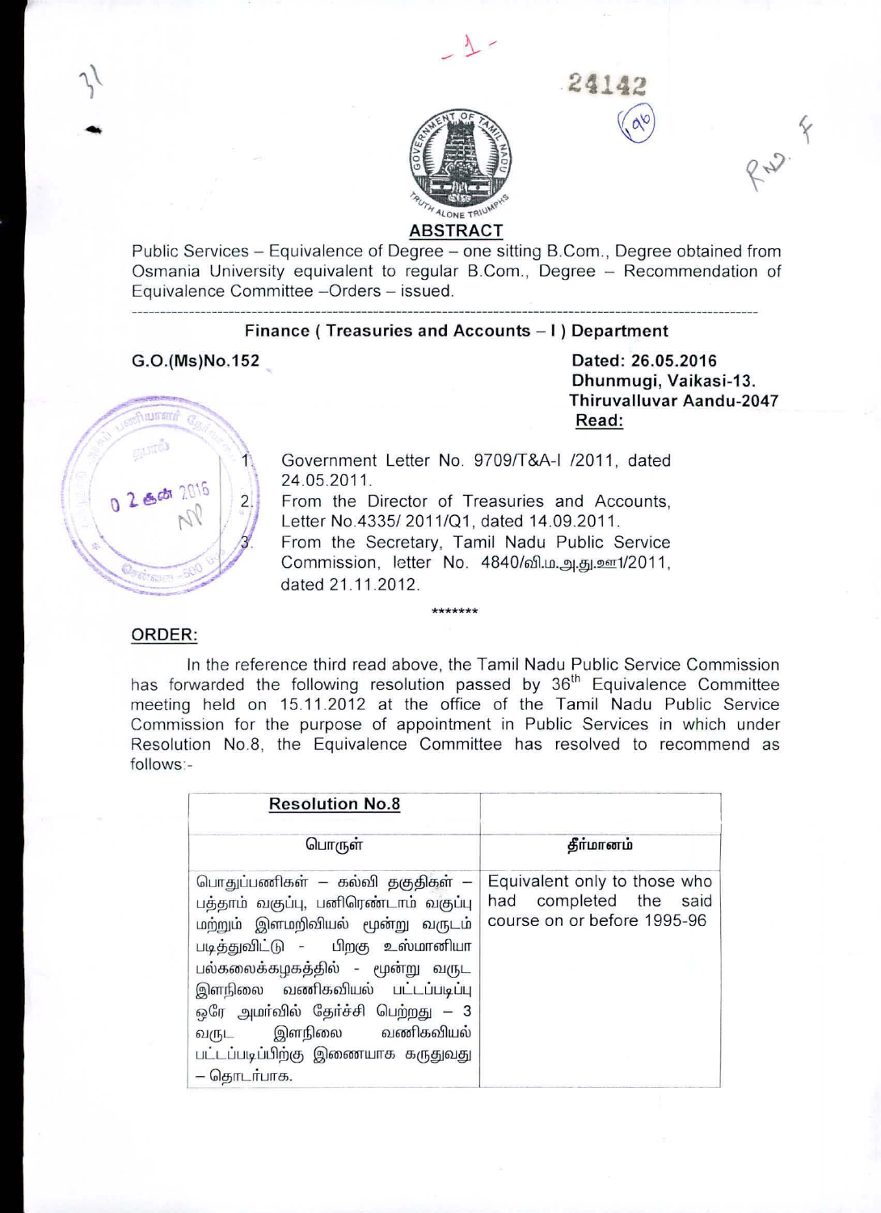## ABSTRACT

Public Services – Equivalence of Degree – one sitting B.Com., Degree obtained from Osmania University equivalent to regular B.Com., Degree – Recommendation of Equivalence Committee –Orders – issued.

---

**Finance ( Treasuries and Accounts – I ) Department**

**G.O.(Ms)No.152**

**Dated: 26.05.2016**
**Dhunmugi, Vaikasi-13.**
**Thiruvalluvar Aandu-2047**

**Read:**

1. Government Letter No. 9709/T&A-I /2011, dated 24.05.2011.
2. From the Director of Treasuries and Accounts, Letter No.4335/ 2011/Q1, dated 14.09.2011.
3. From the Secretary, Tamil Nadu Public Service Commission, letter No. 4840/வி.ம.அ.து.உஏ1/2011, dated 21.11.2012.

*******

**ORDER:**

In the reference third read above, the Tamil Nadu Public Service Commission has forwarded the following resolution passed by 36th Equivalence Committee meeting held on 15.11.2012 at the office of the Tamil Nadu Public Service Commission for the purpose of appointment in Public Services in which under Resolution No.8, the Equivalence Committee has resolved to recommend as follows:-

| **Resolution No.8** | |
|---|---|
| பொருள் | **தீர்மானம்** |
| பொதுப்பணிகள் – கல்வி தகுதிகள் – பத்தாம் வகுப்பு, பனிரெண்டாம் வகுப்பு மற்றும் இளமறிவியல் மூன்று வருடம் படித்துவிட்டு - பிறகு உஸ்மானியா பல்கலைக்கழகத்தில் - மூன்று வருட இளநிலை வணிகவியல் பட்டப்படிப்பு ஒரே அமர்வில் தேர்ச்சி பெற்றது – 3 வருட இளநிலை வணிகவியல் பட்டப்படிப்பிற்கு இணையாக கருதுவது – தொடர்பாக. | Equivalent only to those who had completed the said course on or before 1995-96 |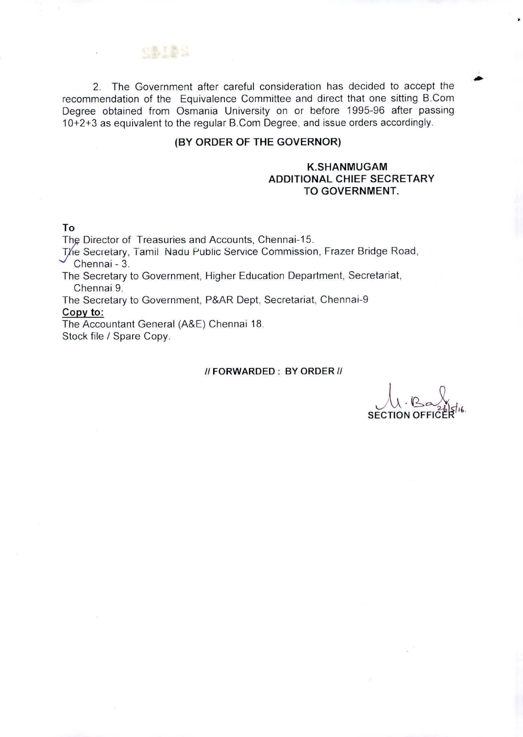2. The Government after careful consideration has decided to accept the recommendation of the Equivalence Committee and direct that one sitting B.Com Degree obtained from Osmania University on or before 1995-96 after passing 10+2+3 as equivalent to the regular B.Com Degree, and issue orders accordingly.

**(BY ORDER OF THE GOVERNOR)**

**K.SHANMUGAM**
**ADDITIONAL CHIEF SECRETARY**
**TO GOVERNMENT.**

**To**

The Director of Treasuries and Accounts, Chennai-15.
The Secretary, Tamil Nadu Public Service Commission, Frazer Bridge Road, Chennai - 3.
The Secretary to Government, Higher Education Department, Secretariat, Chennai 9.
The Secretary to Government, P&AR Dept, Secretariat, Chennai-9

**Copy to:**

The Accountant General (A&E) Chennai 18.
Stock file / Spare Copy.

**// FORWARDED : BY ORDER //**

26/5/16.
SECTION OFFICER